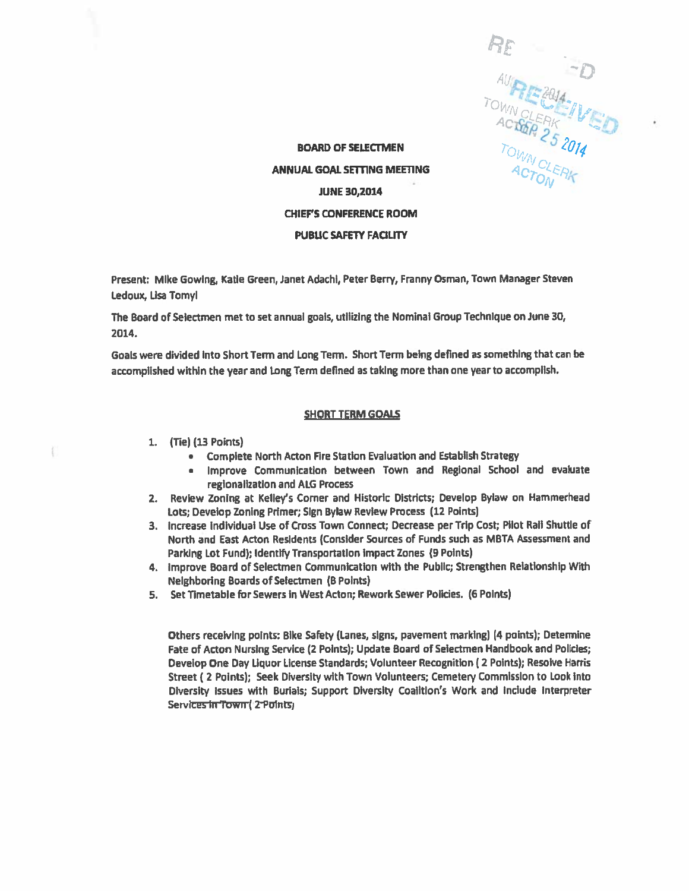# BOARD OF SELECTMEN

## ANNUAL GOAL SETTING MEETING

## JUNE 30,2014

## CHIEF'S CONFERENCE ROOM

## PUBLIC SAFETY FACILITY

Present: Mike Gowing, Katie Green, Janet Adachi, Peter Berry, Franny Osman, Town Manager Steven Ledoux, Lisa Tomyl

The Board of Selectmen met to set annual goals, utilizing the Nominal Group Technique on June 30, 2014.

Goals were divided into Short Term and Long Term. Short Term being defined as something that can be accomplished within the year and Long Term defined as taking more than one year to accomplish.

### SHORT TERM GOALS

1. (Tie) (13 Points)
   - Complete North Acton Fire Station Evaluation and Establish Strategy
   - Improve Communication between Town and Regional School and evaluate regionalization and ALG Process
2. Review Zoning at Kelley's Corner and Historic Districts; Develop Bylaw on Hammerhead Lots; Develop Zoning Primer; Sign Bylaw Review Process (12 Points)
3. Increase Individual Use of Cross Town Connect; Decrease per Trip Cost; Pilot Rail Shuttle of North and East Acton Residents (Consider Sources of Funds such as MBTA Assessment and Parking Lot Fund); Identify Transportation Impact Zones (9 Points)
4. Improve Board of Selectmen Communication with the Public; Strengthen Relationship With Neighboring Boards of Selectmen (8 Points)
5. Set Timetable for Sewers in West Acton; Rework Sewer Policies. (6 Points)

Others receiving points: Bike Safety (Lanes, signs, pavement marking) (4 points); Determine Fate of Acton Nursing Service (2 Points); Update Board of Selectmen Handbook and Policies; Develop One Day Liquor License Standards; Volunteer Recognition ( 2 Points); Resolve Harris Street ( 2 Points); Seek Diversity with Town Volunteers; Cemetery Commission to Look into Diversity Issues with Burials; Support Diversity Coalition's Work and Include Interpreter Services in Town ( 2 Points)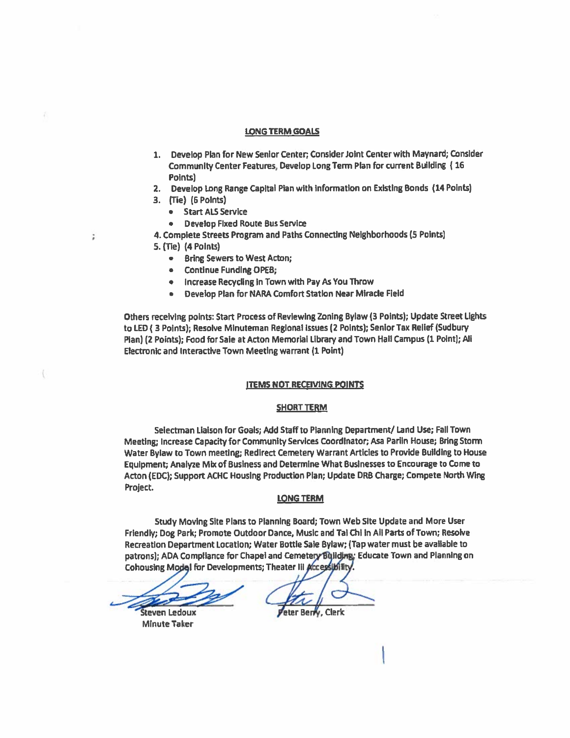## LONG TERM GOALS

1. Develop Plan for New Senior Center; Consider Joint Center with Maynard; Consider Community Center Features, Develop Long Term Plan for current Building ( 16 Points)
2. Develop Long Range Capital Plan with Information on Existing Bonds (14 Points)
3. (Tie) (6 Points)
   - Start ALS Service
   - Develop Fixed Route Bus Service
4. Complete Streets Program and Paths Connecting Neighborhoods (5 Points)
5. (Tie) (4 Points)
   - Bring Sewers to West Acton;
   - Continue Funding OPEB;
   - Increase Recycling in Town with Pay As You Throw
   - Develop Plan for NARA Comfort Station Near Miracle Field

Others receiving points: Start Process of Reviewing Zoning Bylaw (3 Points); Update Street Lights to LED ( 3 Points); Resolve Minuteman Regional Issues (2 Points); Senior Tax Relief (Sudbury Plan) (2 Points); Food for Sale at Acton Memorial Library and Town Hall Campus (1 Point); All Electronic and Interactive Town Meeting warrant (1 Point)

## ITEMS NOT RECEIVING POINTS

### SHORT TERM

Selectman Liaison for Goals; Add Staff to Planning Department/ Land Use; Fall Town Meeting; Increase Capacity for Community Services Coordinator; Asa Parlin House; Bring Storm Water Bylaw to Town meeting; Redirect Cemetery Warrant Articles to Provide Building to House Equipment; Analyze Mix of Business and Determine What Businesses to Encourage to Come to Acton (EDC); Support ACHC Housing Production Plan; Update DRB Charge; Compete North Wing Project.

### LONG TERM

Study Moving Site Plans to Planning Board; Town Web Site Update and More User Friendly; Dog Park; Promote Outdoor Dance, Music and Tai Chi in All Parts of Town; Resolve Recreation Department Location; Water Bottle Sale Bylaw; (Tap water must be available to patrons); ADA Compliance for Chapel and Cemetery Building; Educate Town and Planning on Cohousing Model for Developments; Theater III Accessibility.

Steven Ledoux
Minute Taker

Peter Berry, Clerk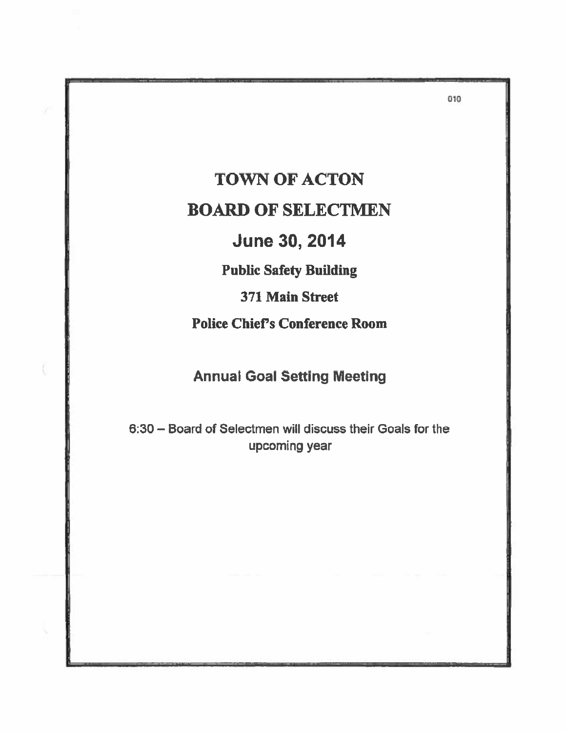# TOWN OF ACTON

# BOARD OF SELECTMEN

## June 30, 2014

**Public Safety Building**

**371 Main Street**

**Police Chief's Conference Room**

## Annual Goal Setting Meeting

6:30 – Board of Selectmen will discuss their Goals for the upcoming year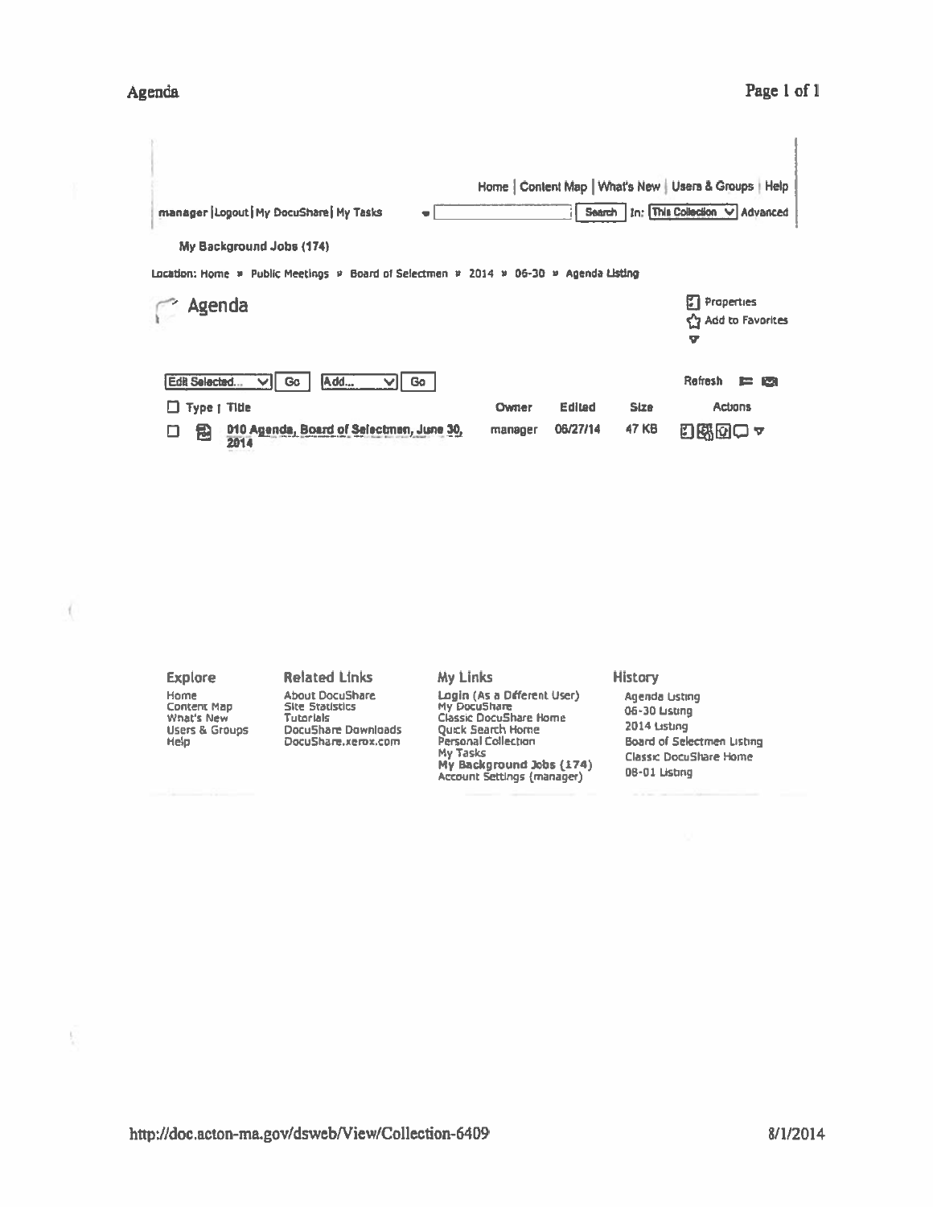Home | Content Map | What's New | Users & Groups | Help

manager | Logout | My DocuShare | My Tasks

Search | In: This Collection | Advanced

My Background Jobs (174)

Location: Home » Public Meetings » Board of Selectmen » 2014 » 06-30 » Agenda Listing

# Agenda

Properties

Add to Favorites

Edit Selected... Go | Add... Go

Refresh

| Type | Title | Owner | Edited | Size | Actions |
|---|---|---|---|---|---|
| | 010 Agenda, Board of Selectmen, June 30, 2014 | manager | 06/27/14 | 47 KB | |

**Explore**

Home
Content Map
What's New
Users & Groups
Help

**Related Links**

About DocuShare
Site Statistics
Tutorials
DocuShare Downloads
DocuShare.xerox.com

**My Links**

Login (As a Different User)
My DocuShare
Classic DocuShare Home
Quick Search Home
Personal Collection
My Tasks
My Background Jobs (174)
Account Settings (manager)

**History**

Agenda Listing
06-30 Listing
2014 Listing
Board of Selectmen Listing
Classic DocuShare Home
08-01 Listing

http://doc.acton-ma.gov/dsweb/View/Collection-6409 8/1/2014